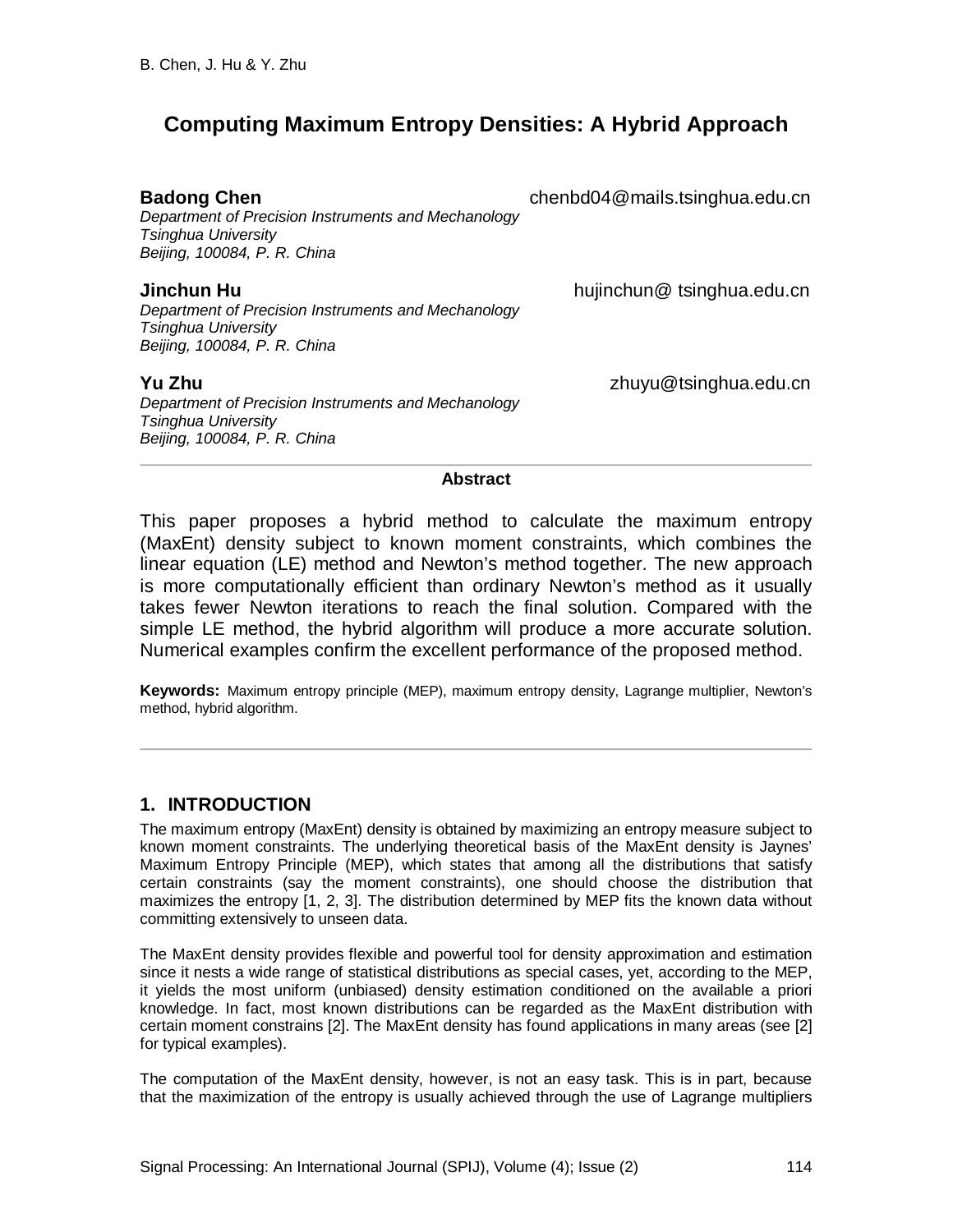# Computing Maximum Entropy Densities: A Hybrid Approach

**Badong Chen** chenbd04@mails.tsinghua.edu.cn
*Department of Precision Instruments and Mechanology*
*Tsinghua University*
*Beijing, 100084, P. R. China*

**Jinchun Hu** hujinchun@ tsinghua.edu.cn
*Department of Precision Instruments and Mechanology*
*Tsinghua University*
*Beijing, 100084, P. R. China*

**Yu Zhu** zhuyu@tsinghua.edu.cn
*Department of Precision Instruments and Mechanology*
*Tsinghua University*
*Beijing, 100084, P. R. China*

**Abstract**

This paper proposes a hybrid method to calculate the maximum entropy (MaxEnt) density subject to known moment constraints, which combines the linear equation (LE) method and Newton's method together. The new approach is more computationally efficient than ordinary Newton's method as it usually takes fewer Newton iterations to reach the final solution. Compared with the simple LE method, the hybrid algorithm will produce a more accurate solution. Numerical examples confirm the excellent performance of the proposed method.

**Keywords:** Maximum entropy principle (MEP), maximum entropy density, Lagrange multiplier, Newton's method, hybrid algorithm.

## 1. INTRODUCTION

The maximum entropy (MaxEnt) density is obtained by maximizing an entropy measure subject to known moment constraints. The underlying theoretical basis of the MaxEnt density is Jaynes' Maximum Entropy Principle (MEP), which states that among all the distributions that satisfy certain constraints (say the moment constraints), one should choose the distribution that maximizes the entropy [1, 2, 3]. The distribution determined by MEP fits the known data without committing extensively to unseen data.

The MaxEnt density provides flexible and powerful tool for density approximation and estimation since it nests a wide range of statistical distributions as special cases, yet, according to the MEP, it yields the most uniform (unbiased) density estimation conditioned on the available a priori knowledge. In fact, most known distributions can be regarded as the MaxEnt distribution with certain moment constrains [2]. The MaxEnt density has found applications in many areas (see [2] for typical examples).

The computation of the MaxEnt density, however, is not an easy task. This is in part, because that the maximization of the entropy is usually achieved through the use of Lagrange multipliers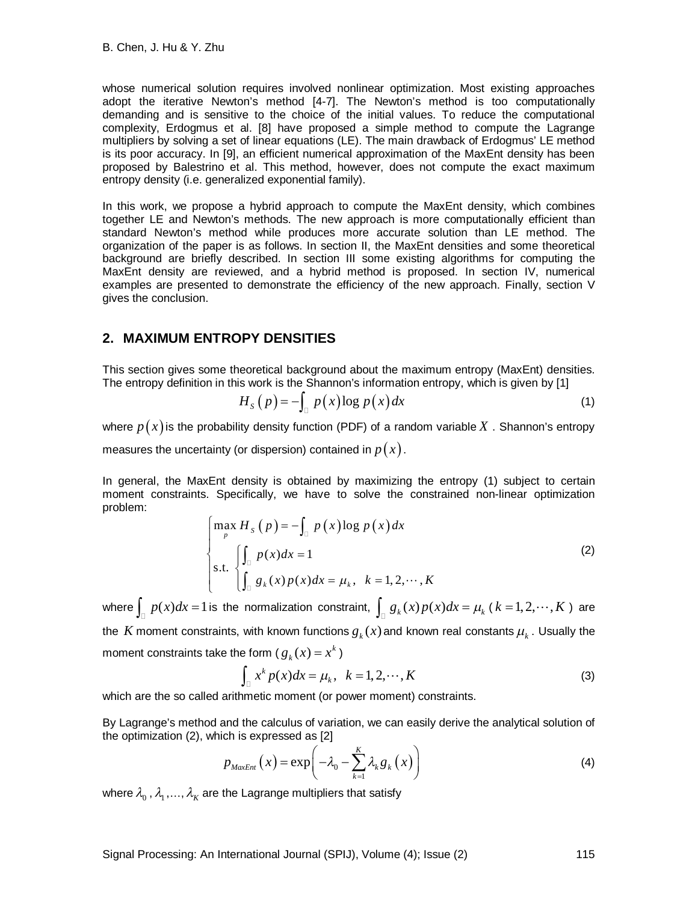whose numerical solution requires involved nonlinear optimization. Most existing approaches adopt the iterative Newton's method [4-7]. The Newton's method is too computationally demanding and is sensitive to the choice of the initial values. To reduce the computational complexity, Erdogmus et al. [8] have proposed a simple method to compute the Lagrange multipliers by solving a set of linear equations (LE). The main drawback of Erdogmus' LE method is its poor accuracy. In [9], an efficient numerical approximation of the MaxEnt density has been proposed by Balestrino et al. This method, however, does not compute the exact maximum entropy density (i.e. generalized exponential family).

In this work, we propose a hybrid approach to compute the MaxEnt density, which combines together LE and Newton's methods. The new approach is more computationally efficient than standard Newton's method while produces more accurate solution than LE method. The organization of the paper is as follows. In section II, the MaxEnt densities and some theoretical background are briefly described. In section III some existing algorithms for computing the MaxEnt density are reviewed, and a hybrid method is proposed. In section IV, numerical examples are presented to demonstrate the efficiency of the new approach. Finally, section V gives the conclusion.

## 2. MAXIMUM ENTROPY DENSITIES

This section gives some theoretical background about the maximum entropy (MaxEnt) densities. The entropy definition in this work is the Shannon's information entropy, which is given by [1]

$$H_S\left(p\right) = -\int_{\mathbb{R}} p\left(x\right)\log p\left(x\right)dx \tag{1}$$

where $p\left(x\right)$ is the probability density function (PDF) of a random variable $X$. Shannon's entropy measures the uncertainty (or dispersion) contained in $p\left(x\right)$.

In general, the MaxEnt density is obtained by maximizing the entropy (1) subject to certain moment constraints. Specifically, we have to solve the constrained non-linear optimization problem:

$$\begin{cases} \max\limits_{p} H_S\left(p\right) = -\int_{\mathbb{R}} p\left(x\right)\log p\left(x\right)dx \\ \text{s.t.} \begin{cases} \int_{\mathbb{R}} p(x)dx = 1 \\ \int_{\mathbb{R}} g_k(x)p(x)dx = \mu_k, \quad k = 1,2,\cdots,K \end{cases} \end{cases} \tag{2}$$

where $\int_{\mathbb{R}} p(x)dx = 1$ is the normalization constraint, $\int_{\mathbb{R}} g_k(x)p(x)dx = \mu_k$ ( $k = 1,2,\cdots,K$ ) are the $K$ moment constraints, with known functions $g_k(x)$ and known real constants $\mu_k$. Usually the moment constraints take the form ( $g_k(x) = x^k$ )

$$\int_{\mathbb{R}} x^k p(x)dx = \mu_k, \quad k = 1,2,\cdots,K \tag{3}$$

which are the so called arithmetic moment (or power moment) constraints.

By Lagrange's method and the calculus of variation, we can easily derive the analytical solution of the optimization (2), which is expressed as [2]

$$p_{MaxEnt}\left(x\right) = \exp\left(-\lambda_0 - \sum_{k=1}^{K}\lambda_k g_k\left(x\right)\right) \tag{4}$$

where $\lambda_0$, $\lambda_1$,..., $\lambda_K$ are the Lagrange multipliers that satisfy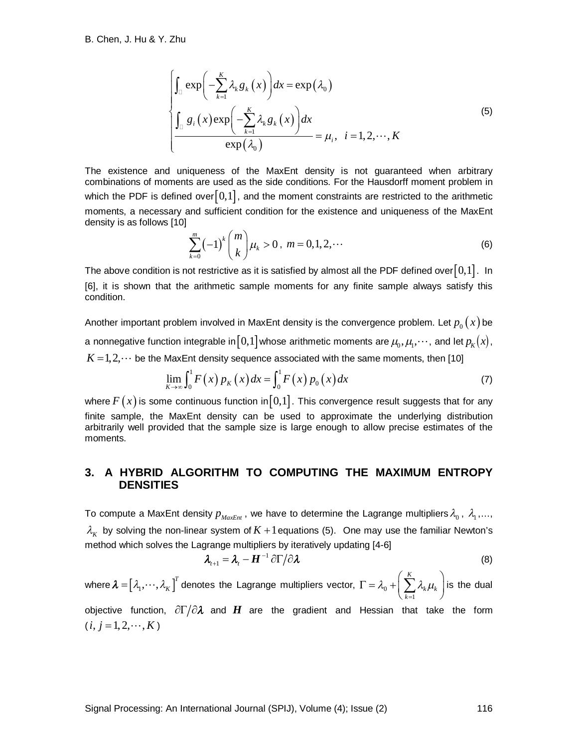$$
\begin{cases}
\int_{\mathbb{R}} \exp\left(-\sum_{k=1}^{K} \lambda_k g_k(x)\right) dx = \exp(\lambda_0) \\
\dfrac{\int_{\mathbb{R}} g_i(x) \exp\left(-\sum_{k=1}^{K} \lambda_k g_k(x)\right) dx}{\exp(\lambda_0)} = \mu_i, \quad i = 1, 2, \cdots, K
\end{cases}
\tag{5}
$$

The existence and uniqueness of the MaxEnt density is not guaranteed when arbitrary combinations of moments are used as the side conditions. For the Hausdorff moment problem in which the PDF is defined over $[0,1]$, and the moment constraints are restricted to the arithmetic moments, a necessary and sufficient condition for the existence and uniqueness of the MaxEnt density is as follows [10]

$$
\sum_{k=0}^{m} (-1)^k \binom{m}{k} \mu_k > 0, \; m = 0, 1, 2, \cdots \tag{6}
$$

The above condition is not restrictive as it is satisfied by almost all the PDF defined over $[0,1]$. In [6], it is shown that the arithmetic sample moments for any finite sample always satisfy this condition.

Another important problem involved in MaxEnt density is the convergence problem. Let $p_0(x)$ be a nonnegative function integrable in $[0,1]$ whose arithmetic moments are $\mu_0, \mu_1, \cdots$, and let $p_K(x)$, $K = 1, 2, \cdots$ be the MaxEnt density sequence associated with the same moments, then [10]

$$
\lim_{K \to \infty} \int_0^1 F(x) \, p_K(x) \, dx = \int_0^1 F(x) \, p_0(x) \, dx \tag{7}
$$

where $F(x)$ is some continuous function in $[0,1]$. This convergence result suggests that for any finite sample, the MaxEnt density can be used to approximate the underlying distribution arbitrarily well provided that the sample size is large enough to allow precise estimates of the moments.

## 3. A HYBRID ALGORITHM TO COMPUTING THE MAXIMUM ENTROPY DENSITIES

To compute a MaxEnt density $p_{MaxEnt}$, we have to determine the Lagrange multipliers $\lambda_0$, $\lambda_1, \ldots$, $\lambda_K$ by solving the non-linear system of $K+1$ equations (5). One may use the familiar Newton's method which solves the Lagrange multipliers by iteratively updating [4-6]

$$
\boldsymbol{\lambda}_{t+1} = \boldsymbol{\lambda}_t - \boldsymbol{H}^{-1} \, \partial \Gamma / \partial \boldsymbol{\lambda} \tag{8}
$$

where $\boldsymbol{\lambda} = [\lambda_1, \cdots, \lambda_K]^T$ denotes the Lagrange multipliers vector, $\Gamma = \lambda_0 + \left( \sum_{k=1}^{K} \lambda_k \mu_k \right)$ is the dual objective function, $\partial \Gamma / \partial \boldsymbol{\lambda}$ and $\boldsymbol{H}$ are the gradient and Hessian that take the form ($i, j = 1, 2, \cdots, K$)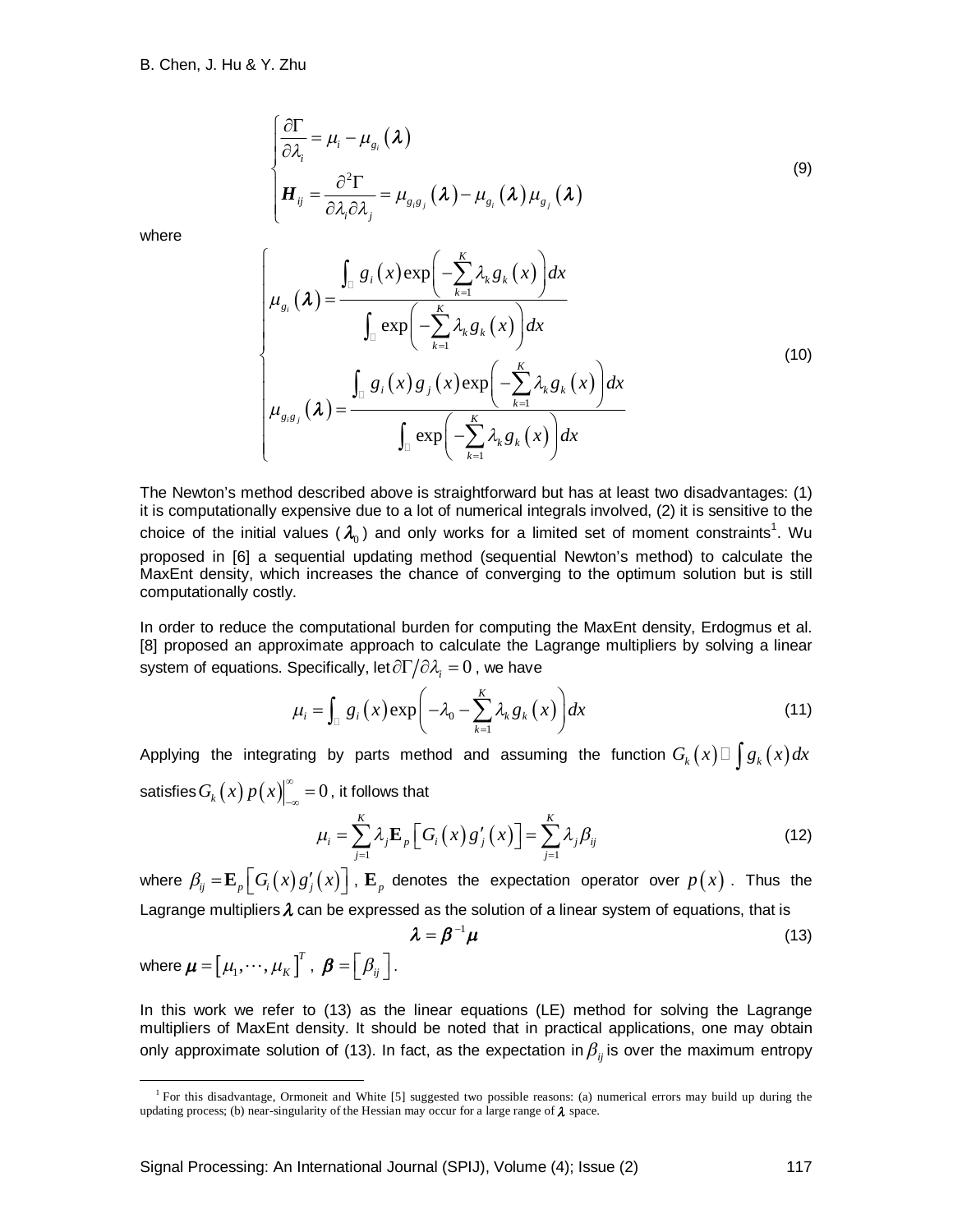$$\begin{cases} \dfrac{\partial \Gamma}{\partial \lambda_i} = \mu_i - \mu_{g_i}(\boldsymbol{\lambda}) \\ \boldsymbol{H}_{ij} = \dfrac{\partial^2 \Gamma}{\partial \lambda_i \partial \lambda_j} = \mu_{g_i g_j}(\boldsymbol{\lambda}) - \mu_{g_i}(\boldsymbol{\lambda}) \mu_{g_j}(\boldsymbol{\lambda}) \end{cases} \tag{9}$$

where

$$\begin{cases} \mu_{g_i}(\boldsymbol{\lambda}) = \dfrac{\int_{\mathbb{R}} g_i(x) \exp\left(-\sum_{k=1}^{K} \lambda_k g_k(x)\right) dx}{\int_{\mathbb{R}} \exp\left(-\sum_{k=1}^{K} \lambda_k g_k(x)\right) dx} \\ \mu_{g_i g_j}(\boldsymbol{\lambda}) = \dfrac{\int_{\mathbb{R}} g_i(x) g_j(x) \exp\left(-\sum_{k=1}^{K} \lambda_k g_k(x)\right) dx}{\int_{\mathbb{R}} \exp\left(-\sum_{k=1}^{K} \lambda_k g_k(x)\right) dx} \end{cases} \tag{10}$$

The Newton's method described above is straightforward but has at least two disadvantages: (1) it is computationally expensive due to a lot of numerical integrals involved, (2) it is sensitive to the choice of the initial values ($\boldsymbol{\lambda}_0$) and only works for a limited set of moment constraints[1]. Wu proposed in [6] a sequential updating method (sequential Newton's method) to calculate the MaxEnt density, which increases the chance of converging to the optimum solution but is still computationally costly.

In order to reduce the computational burden for computing the MaxEnt density, Erdogmus et al. [8] proposed an approximate approach to calculate the Lagrange multipliers by solving a linear system of equations. Specifically, let $\partial \Gamma / \partial \lambda_i = 0$, we have

$$\mu_i = \int_{\mathbb{R}} g_i(x) \exp\left(-\lambda_0 - \sum_{k=1}^{K} \lambda_k g_k(x)\right) dx \tag{11}$$

Applying the integrating by parts method and assuming the function $G_k(x) \triangleq \int g_k(x)\, dx$ satisfies $G_k(x)\, p(x)\big|_{-\infty}^{\infty} = 0$, it follows that

$$\mu_i = \sum_{j=1}^{K} \lambda_j \mathbf{E}_p\left[G_i(x) g'_j(x)\right] = \sum_{j=1}^{K} \lambda_j \beta_{ij} \tag{12}$$

where $\beta_{ij} = \mathbf{E}_p\left[G_i(x) g'_j(x)\right]$, $\mathbf{E}_p$ denotes the expectation operator over $p(x)$. Thus the Lagrange multipliers $\boldsymbol{\lambda}$ can be expressed as the solution of a linear system of equations, that is

$$\boldsymbol{\lambda} = \boldsymbol{\beta}^{-1} \boldsymbol{\mu} \tag{13}$$

where $\boldsymbol{\mu} = \left[\mu_1, \cdots, \mu_K\right]^T$, $\boldsymbol{\beta} = \left[\beta_{ij}\right]$.

In this work we refer to (13) as the linear equations (LE) method for solving the Lagrange multipliers of MaxEnt density. It should be noted that in practical applications, one may obtain only approximate solution of (13). In fact, as the expectation in $\beta_{ij}$ is over the maximum entropy

[1] For this disadvantage, Ormoneit and White [5] suggested two possible reasons: (a) numerical errors may build up during the updating process; (b) near-singularity of the Hessian may occur for a large range of $\boldsymbol{\lambda}$ space.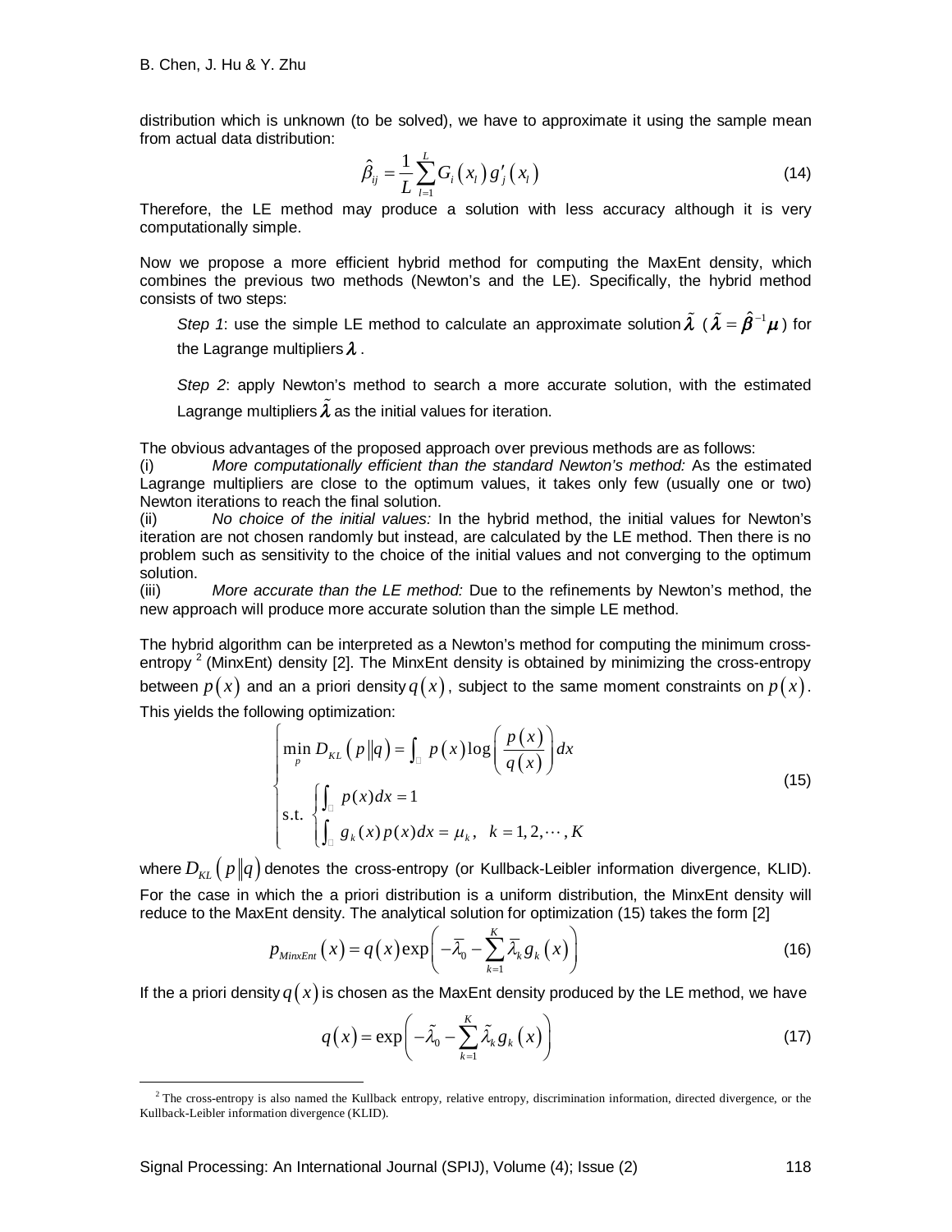distribution which is unknown (to be solved), we have to approximate it using the sample mean from actual data distribution:

$$\hat{\beta}_{ij} = \frac{1}{L}\sum_{l=1}^{L} G_i\left(x_l\right) g_j'\left(x_l\right) \tag{14}$$

Therefore, the LE method may produce a solution with less accuracy although it is very computationally simple.

Now we propose a more efficient hybrid method for computing the MaxEnt density, which combines the previous two methods (Newton's and the LE). Specifically, the hybrid method consists of two steps:

*Step 1*: use the simple LE method to calculate an approximate solution $\tilde{\boldsymbol{\lambda}}$ ($\tilde{\boldsymbol{\lambda}} = \hat{\boldsymbol{\beta}}^{-1}\boldsymbol{\mu}$) for the Lagrange multipliers $\boldsymbol{\lambda}$.

*Step 2*: apply Newton's method to search a more accurate solution, with the estimated Lagrange multipliers $\tilde{\boldsymbol{\lambda}}$ as the initial values for iteration.

The obvious advantages of the proposed approach over previous methods are as follows:

(i) *More computationally efficient than the standard Newton's method:* As the estimated Lagrange multipliers are close to the optimum values, it takes only few (usually one or two) Newton iterations to reach the final solution.

(ii) *No choice of the initial values:* In the hybrid method, the initial values for Newton's iteration are not chosen randomly but instead, are calculated by the LE method. Then there is no problem such as sensitivity to the choice of the initial values and not converging to the optimum solution.

(iii) *More accurate than the LE method:* Due to the refinements by Newton's method, the new approach will produce more accurate solution than the simple LE method.

The hybrid algorithm can be interpreted as a Newton's method for computing the minimum cross-entropy [2] (MinxEnt) density [2]. The MinxEnt density is obtained by minimizing the cross-entropy between $p(x)$ and an a priori density $q(x)$, subject to the same moment constraints on $p(x)$. This yields the following optimization:

$$\begin{cases} \min\limits_{p} D_{KL}\left(p \| q\right) = \int_{\mathbb{R}} p(x)\log\left(\dfrac{p(x)}{q(x)}\right)dx \\ \text{s.t. } \begin{cases} \int_{\mathbb{R}} p(x)dx = 1 \\ \int_{\mathbb{R}} g_k(x)p(x)dx = \mu_k, \quad k = 1,2,\cdots,K \end{cases} \end{cases} \tag{15}$$

where $D_{KL}\left(p\|q\right)$ denotes the cross-entropy (or Kullback-Leibler information divergence, KLID). For the case in which the a priori distribution is a uniform distribution, the MinxEnt density will reduce to the MaxEnt density. The analytical solution for optimization (15) takes the form [2]

$$p_{MinxEnt}\left(x\right) = q\left(x\right)\exp\left(-\bar{\lambda}_0 - \sum_{k=1}^{K}\bar{\lambda}_k g_k\left(x\right)\right) \tag{16}$$

If the a priori density $q(x)$ is chosen as the MaxEnt density produced by the LE method, we have

$$q\left(x\right) = \exp\left(-\tilde{\lambda}_0 - \sum_{k=1}^{K}\tilde{\lambda}_k g_k\left(x\right)\right) \tag{17}$$

[2] The cross-entropy is also named the Kullback entropy, relative entropy, discrimination information, directed divergence, or the Kullback-Leibler information divergence (KLID).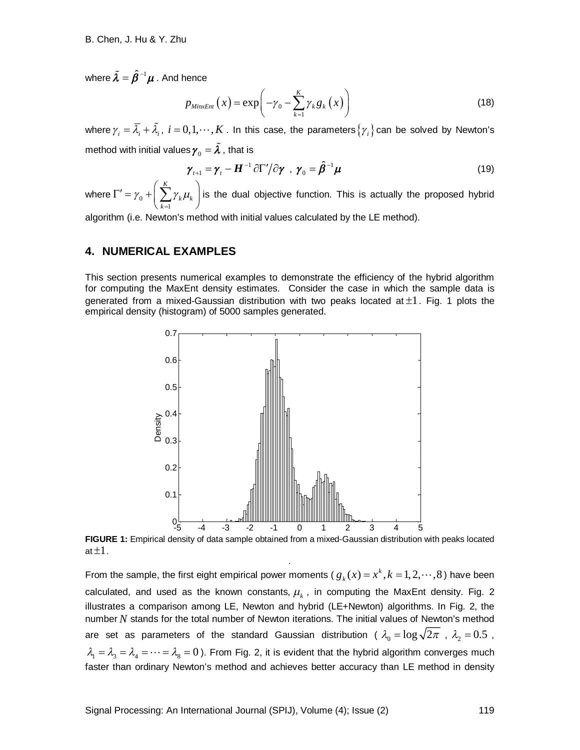where $\tilde{\boldsymbol{\lambda}} = \hat{\boldsymbol{\beta}}^{-1}\boldsymbol{\mu}$. And hence

$$p_{MinxEnt}(x) = \exp\left(-\gamma_0 - \sum_{k=1}^{K} \gamma_k g_k(x)\right) \tag{18}$$

where $\gamma_i = \bar{\lambda}_i + \tilde{\lambda}_i$, $i = 0,1,\cdots,K$. In this case, the parameters $\{\gamma_i\}$ can be solved by Newton's method with initial values $\boldsymbol{\gamma}_0 = \tilde{\boldsymbol{\lambda}}$, that is

$$\boldsymbol{\gamma}_{t+1} = \boldsymbol{\gamma}_t - \boldsymbol{H}^{-1}\,\partial\Gamma'/\partial\boldsymbol{\gamma}\ ,\ \boldsymbol{\gamma}_0 = \hat{\boldsymbol{\beta}}^{-1}\boldsymbol{\mu} \tag{19}$$

where $\Gamma' = \gamma_0 + \left(\sum_{k=1}^{K} \gamma_k \mu_k\right)$ is the dual objective function. This is actually the proposed hybrid algorithm (i.e. Newton's method with initial values calculated by the LE method).

## 4. NUMERICAL EXAMPLES

This section presents numerical examples to demonstrate the efficiency of the hybrid algorithm for computing the MaxEnt density estimates. Consider the case in which the sample data is generated from a mixed-Gaussian distribution with two peaks located at $\pm 1$. Fig. 1 plots the empirical density (histogram) of 5000 samples generated.

**FIGURE 1:** Empirical density of data sample obtained from a mixed-Gaussian distribution with peaks located at $\pm 1$.

From the sample, the first eight empirical power moments ($g_k(x) = x^k, k = 1,2,\cdots,8$) have been calculated, and used as the known constants, $\mu_k$, in computing the MaxEnt density. Fig. 2 illustrates a comparison among LE, Newton and hybrid (LE+Newton) algorithms. In Fig. 2, the number $N$ stands for the total number of Newton iterations. The initial values of Newton's method are set as parameters of the standard Gaussian distribution ($\lambda_0 = \log\sqrt{2\pi}$ , $\lambda_2 = 0.5$ , $\lambda_1 = \lambda_3 = \lambda_4 = \cdots = \lambda_8 = 0$). From Fig. 2, it is evident that the hybrid algorithm converges much faster than ordinary Newton's method and achieves better accuracy than LE method in density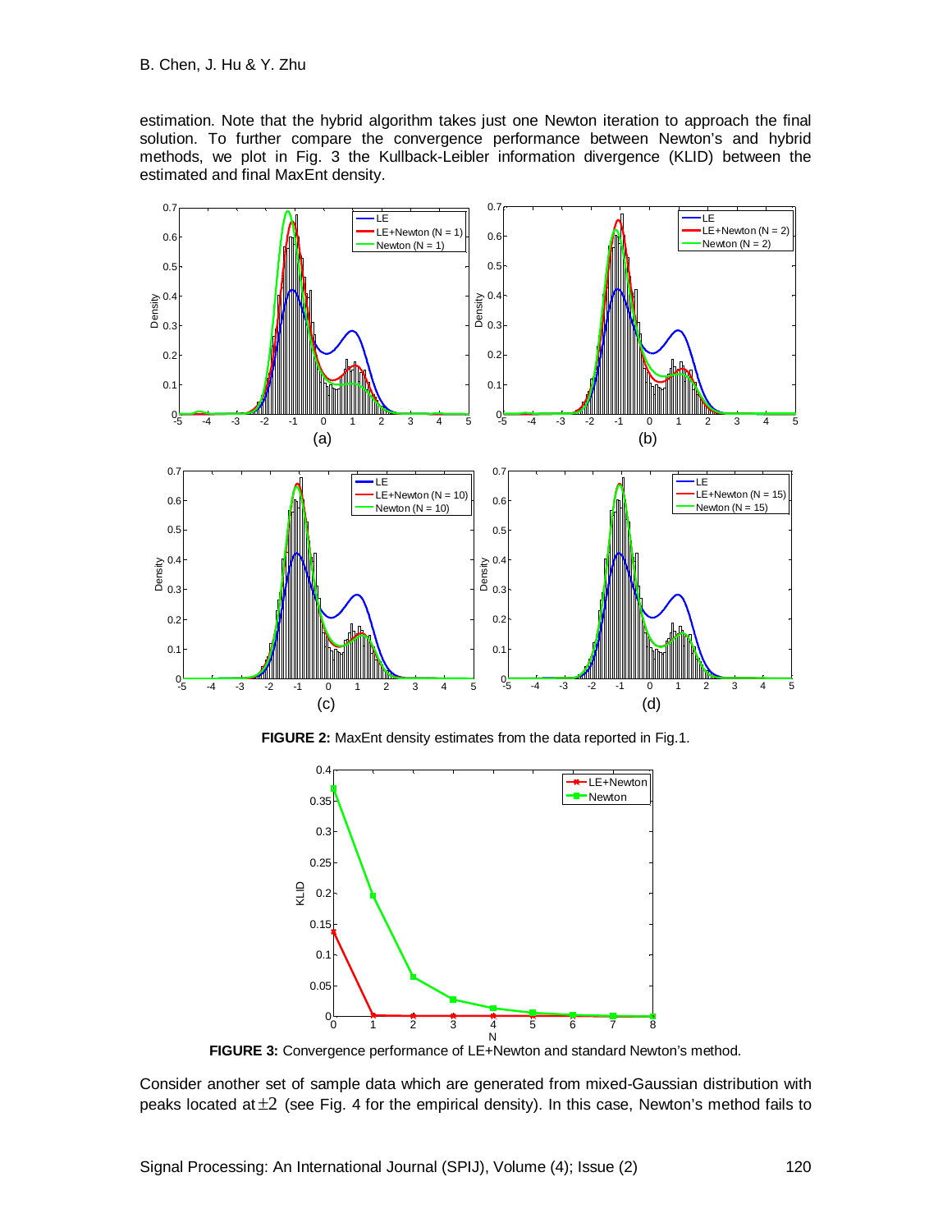estimation. Note that the hybrid algorithm takes just one Newton iteration to approach the final solution. To further compare the convergence performance between Newton's and hybrid methods, we plot in Fig. 3 the Kullback-Leibler information divergence (KLID) between the estimated and final MaxEnt density.

**FIGURE 2:** MaxEnt density estimates from the data reported in Fig.1.

**FIGURE 3:** Convergence performance of LE+Newton and standard Newton's method.

Consider another set of sample data which are generated from mixed-Gaussian distribution with peaks located at $\pm 2$ (see Fig. 4 for the empirical density). In this case, Newton's method fails to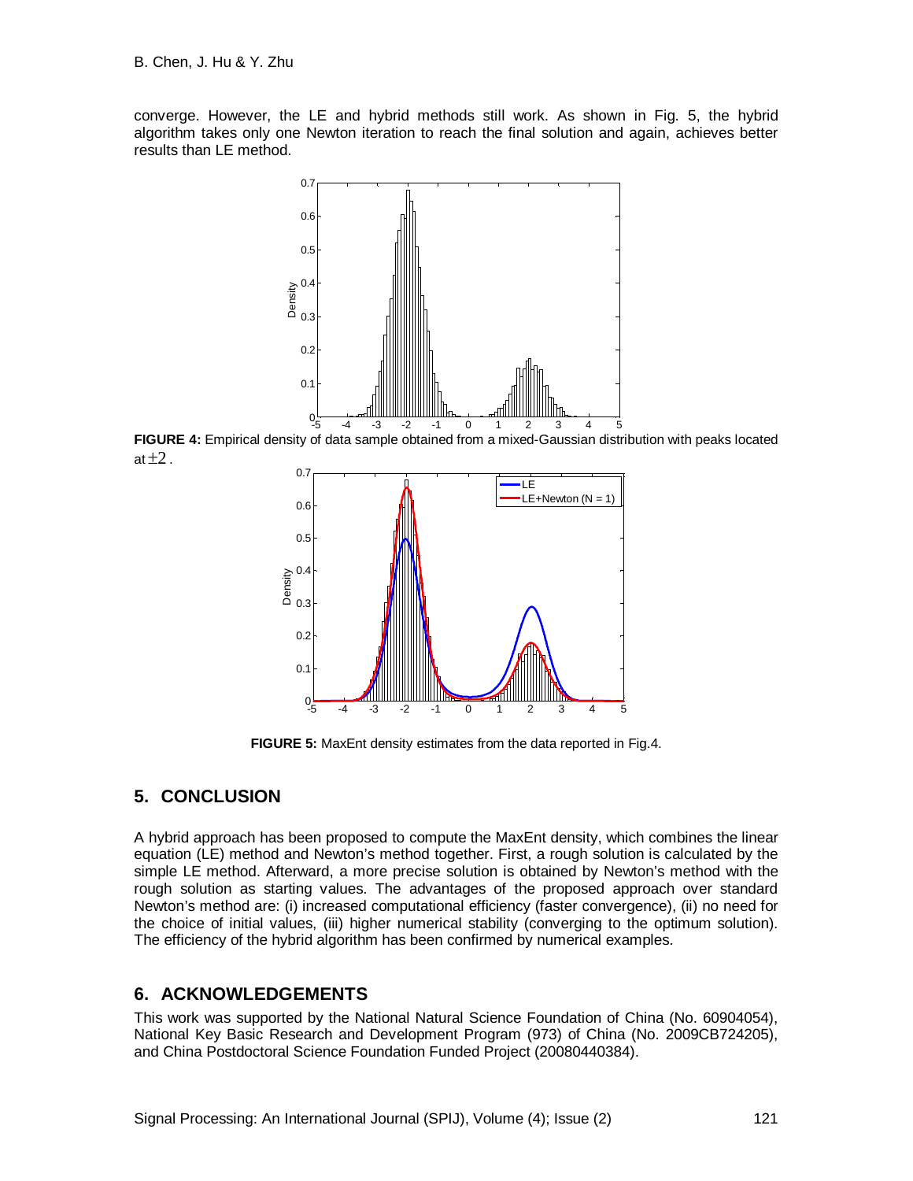converge. However, the LE and hybrid methods still work. As shown in Fig. 5, the hybrid algorithm takes only one Newton iteration to reach the final solution and again, achieves better results than LE method.

**FIGURE 4:** Empirical density of data sample obtained from a mixed-Gaussian distribution with peaks located at $\pm 2$.

**FIGURE 5:** MaxEnt density estimates from the data reported in Fig.4.

## 5. CONCLUSION

A hybrid approach has been proposed to compute the MaxEnt density, which combines the linear equation (LE) method and Newton's method together. First, a rough solution is calculated by the simple LE method. Afterward, a more precise solution is obtained by Newton's method with the rough solution as starting values. The advantages of the proposed approach over standard Newton's method are: (i) increased computational efficiency (faster convergence), (ii) no need for the choice of initial values, (iii) higher numerical stability (converging to the optimum solution). The efficiency of the hybrid algorithm has been confirmed by numerical examples.

## 6. ACKNOWLEDGEMENTS

This work was supported by the National Natural Science Foundation of China (No. 60904054), National Key Basic Research and Development Program (973) of China (No. 2009CB724205), and China Postdoctoral Science Foundation Funded Project (20080440384).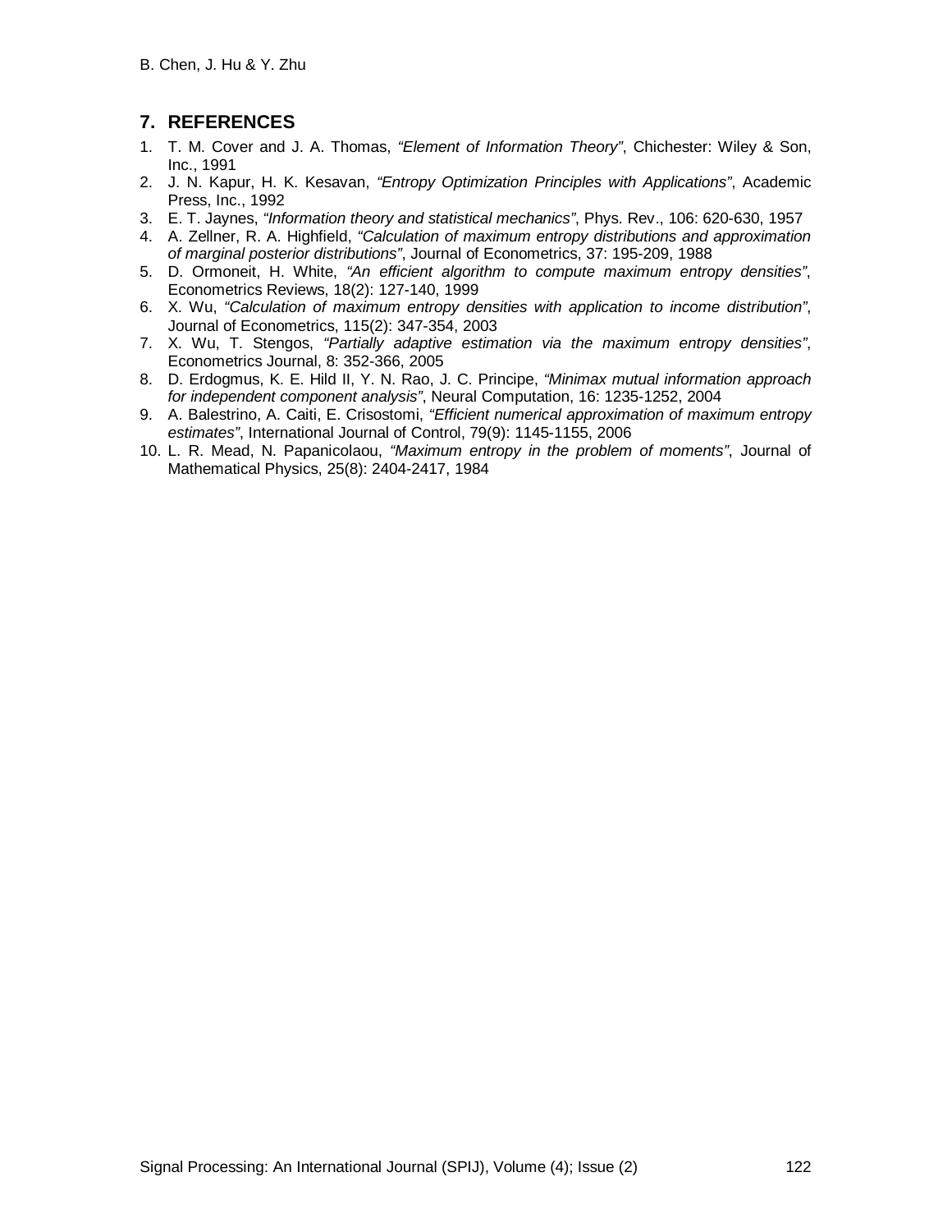## 7. REFERENCES

1. T. M. Cover and J. A. Thomas, *"Element of Information Theory"*, Chichester: Wiley & Son, Inc., 1991
2. J. N. Kapur, H. K. Kesavan, *"Entropy Optimization Principles with Applications"*, Academic Press, Inc., 1992
3. E. T. Jaynes, *"Information theory and statistical mechanics"*, Phys. Rev., 106: 620-630, 1957
4. A. Zellner, R. A. Highfield, *"Calculation of maximum entropy distributions and approximation of marginal posterior distributions"*, Journal of Econometrics, 37: 195-209, 1988
5. D. Ormoneit, H. White, *"An efficient algorithm to compute maximum entropy densities"*, Econometrics Reviews, 18(2): 127-140, 1999
6. X. Wu, *"Calculation of maximum entropy densities with application to income distribution"*, Journal of Econometrics, 115(2): 347-354, 2003
7. X. Wu, T. Stengos, *"Partially adaptive estimation via the maximum entropy densities"*, Econometrics Journal, 8: 352-366, 2005
8. D. Erdogmus, K. E. Hild II, Y. N. Rao, J. C. Principe, *"Minimax mutual information approach for independent component analysis"*, Neural Computation, 16: 1235-1252, 2004
9. A. Balestrino, A. Caiti, E. Crisostomi, *"Efficient numerical approximation of maximum entropy estimates"*, International Journal of Control, 79(9): 1145-1155, 2006
10. L. R. Mead, N. Papanicolaou, *"Maximum entropy in the problem of moments"*, Journal of Mathematical Physics, 25(8): 2404-2417, 1984